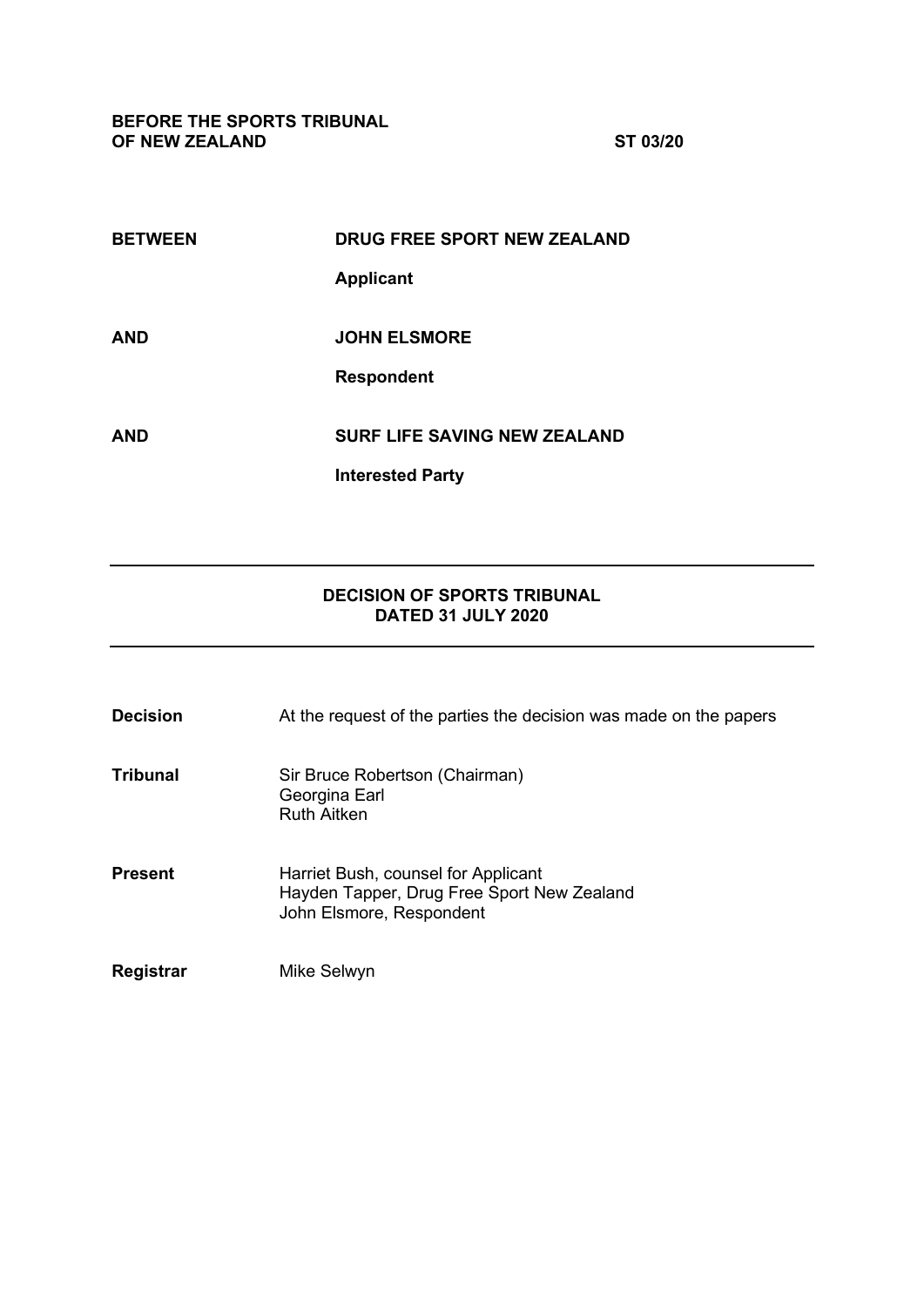**BEFORE THE SPORTS TRIBUNAL OF NEW ZEALAND** **ST 03/20**

| | |
|---|---|
| **BETWEEN** | **DRUG FREE SPORT NEW ZEALAND** |
| | **Applicant** |
| **AND** | **JOHN ELSMORE** |
| | **Respondent** |
| **AND** | **SURF LIFE SAVING NEW ZEALAND** |
| | **Interested Party** |

---

**DECISION OF SPORTS TRIBUNAL**
**DATED 31 JULY 2020**

---

| | |
|---|---|
| **Decision** | At the request of the parties the decision was made on the papers |
| **Tribunal** | Sir Bruce Robertson (Chairman)<br>Georgina Earl<br>Ruth Aitken |
| **Present** | Harriet Bush, counsel for Applicant<br>Hayden Tapper, Drug Free Sport New Zealand<br>John Elsmore, Respondent |
| **Registrar** | Mike Selwyn |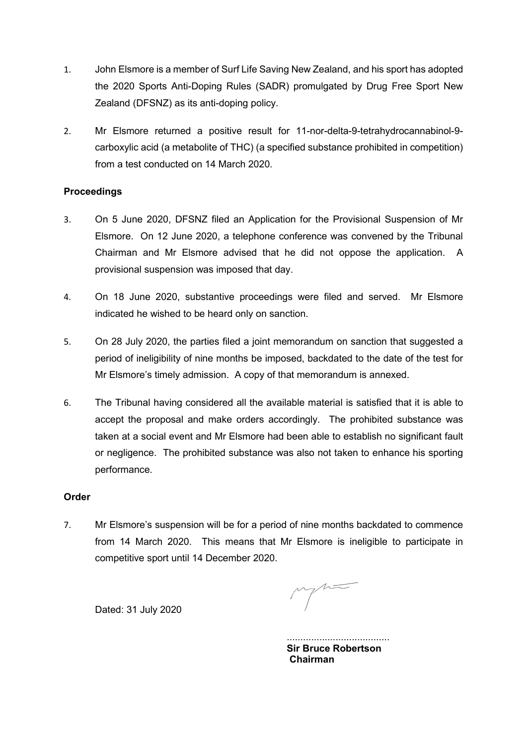1. John Elsmore is a member of Surf Life Saving New Zealand, and his sport has adopted the 2020 Sports Anti-Doping Rules (SADR) promulgated by Drug Free Sport New Zealand (DFSNZ) as its anti-doping policy.

2. Mr Elsmore returned a positive result for 11-nor-delta-9-tetrahydrocannabinol-9-carboxylic acid (a metabolite of THC) (a specified substance prohibited in competition) from a test conducted on 14 March 2020.

**Proceedings**

3. On 5 June 2020, DFSNZ filed an Application for the Provisional Suspension of Mr Elsmore. On 12 June 2020, a telephone conference was convened by the Tribunal Chairman and Mr Elsmore advised that he did not oppose the application. A provisional suspension was imposed that day.

4. On 18 June 2020, substantive proceedings were filed and served. Mr Elsmore indicated he wished to be heard only on sanction.

5. On 28 July 2020, the parties filed a joint memorandum on sanction that suggested a period of ineligibility of nine months be imposed, backdated to the date of the test for Mr Elsmore's timely admission. A copy of that memorandum is annexed.

6. The Tribunal having considered all the available material is satisfied that it is able to accept the proposal and make orders accordingly. The prohibited substance was taken at a social event and Mr Elsmore had been able to establish no significant fault or negligence. The prohibited substance was also not taken to enhance his sporting performance.

**Order**

7. Mr Elsmore's suspension will be for a period of nine months backdated to commence from 14 March 2020. This means that Mr Elsmore is ineligible to participate in competitive sport until 14 December 2020.

Dated: 31 July 2020

......................................
**Sir Bruce Robertson**
**Chairman**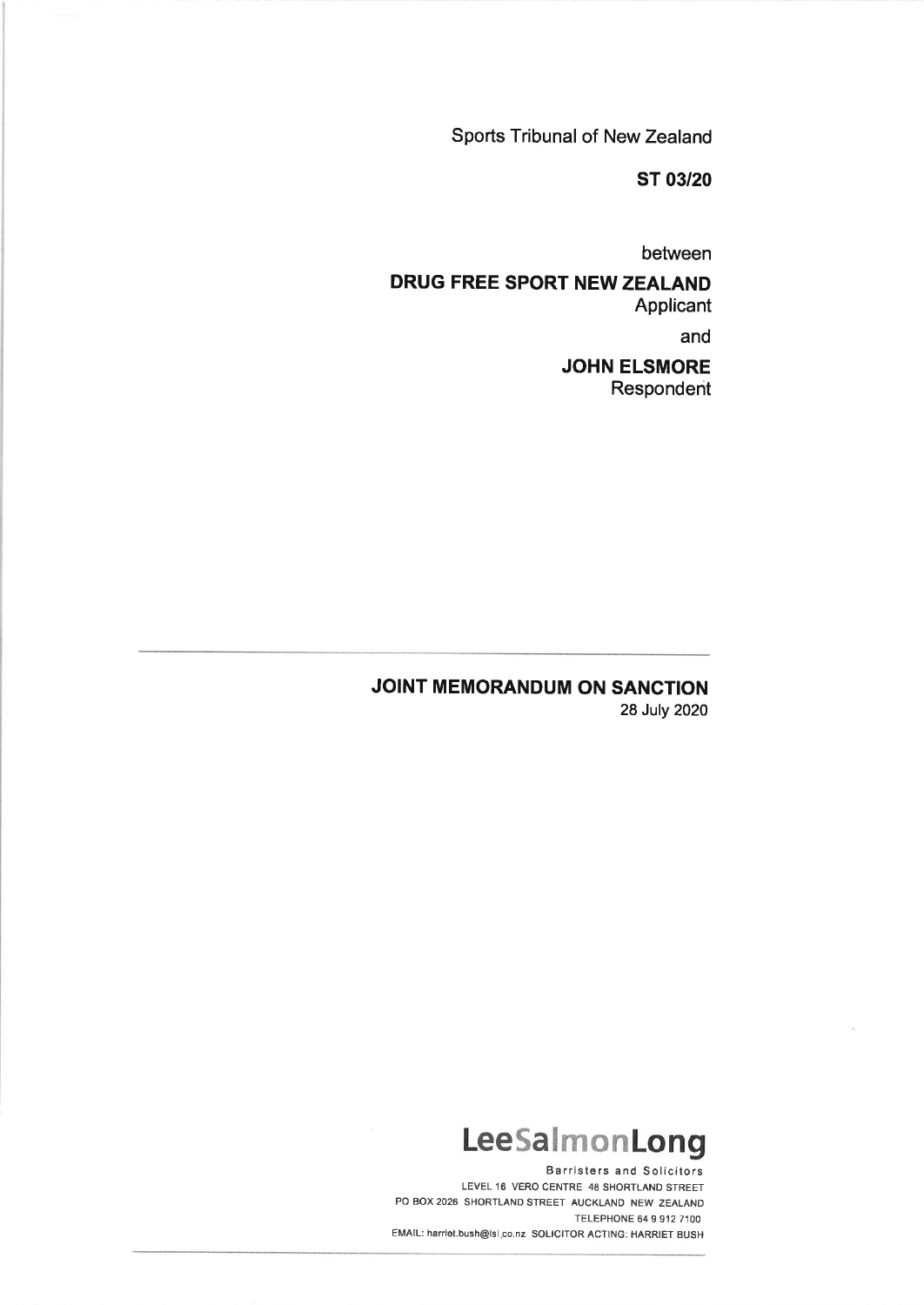Sports Tribunal of New Zealand

**ST 03/20**

between

**DRUG FREE SPORT NEW ZEALAND**
Applicant

and

**JOHN ELSMORE**
Respondent

---

**JOINT MEMORANDUM ON SANCTION**
28 July 2020

**LeeSalmonLong**

Barristers and Solicitors
LEVEL 16 VERO CENTRE 48 SHORTLAND STREET
PO BOX 2026 SHORTLAND STREET AUCKLAND NEW ZEALAND
TELEPHONE 64 9 912 7100
EMAIL: harriet.bush@lsl.co.nz SOLICITOR ACTING: HARRIET BUSH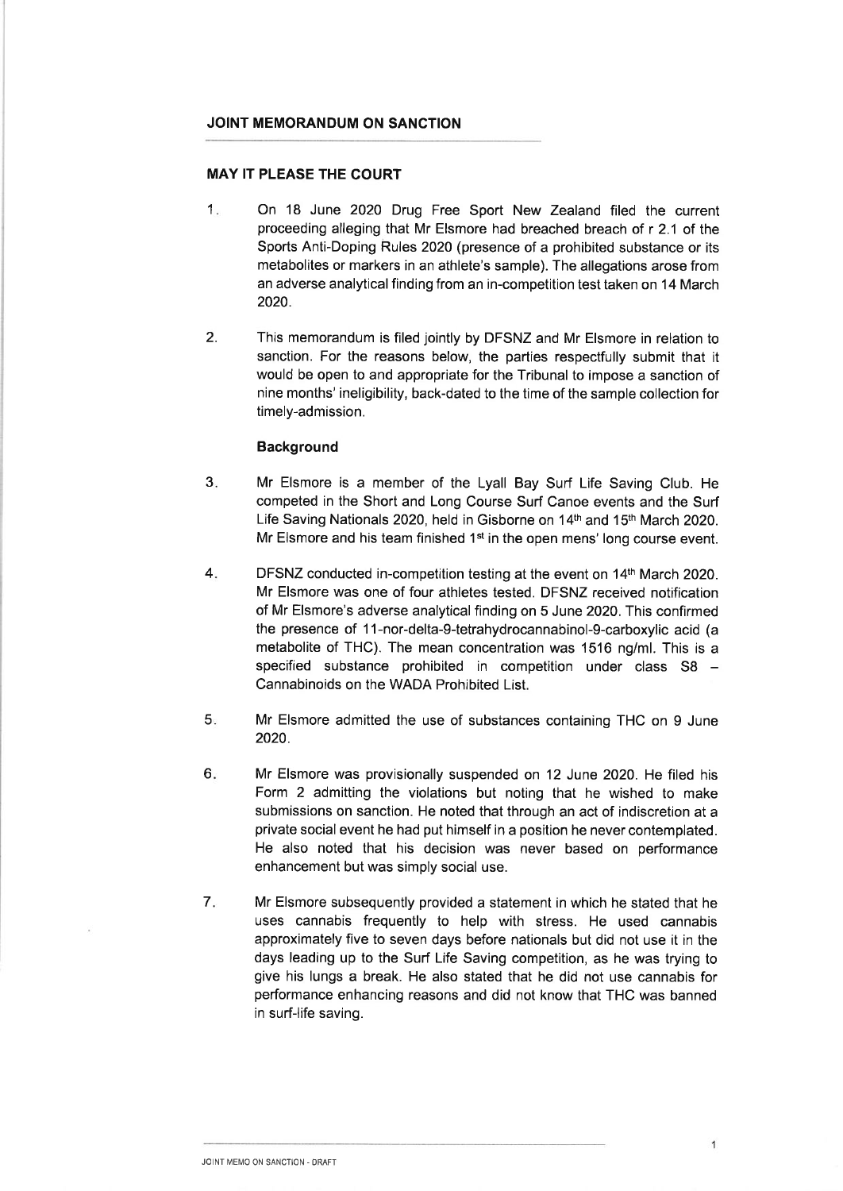## JOINT MEMORANDUM ON SANCTION

### MAY IT PLEASE THE COURT

1. On 18 June 2020 Drug Free Sport New Zealand filed the current proceeding alleging that Mr Elsmore had breached breach of r 2.1 of the Sports Anti-Doping Rules 2020 (presence of a prohibited substance or its metabolites or markers in an athlete's sample). The allegations arose from an adverse analytical finding from an in-competition test taken on 14 March 2020.

2. This memorandum is filed jointly by DFSNZ and Mr Elsmore in relation to sanction. For the reasons below, the parties respectfully submit that it would be open to and appropriate for the Tribunal to impose a sanction of nine months' ineligibility, back-dated to the time of the sample collection for timely-admission.

### Background

3. Mr Elsmore is a member of the Lyall Bay Surf Life Saving Club. He competed in the Short and Long Course Surf Canoe events and the Surf Life Saving Nationals 2020, held in Gisborne on 14th and 15th March 2020. Mr Elsmore and his team finished 1st in the open mens' long course event.

4. DFSNZ conducted in-competition testing at the event on 14th March 2020. Mr Elsmore was one of four athletes tested. DFSNZ received notification of Mr Elsmore's adverse analytical finding on 5 June 2020. This confirmed the presence of 11-nor-delta-9-tetrahydrocannabinol-9-carboxylic acid (a metabolite of THC). The mean concentration was 1516 ng/ml. This is a specified substance prohibited in competition under class S8 – Cannabinoids on the WADA Prohibited List.

5. Mr Elsmore admitted the use of substances containing THC on 9 June 2020.

6. Mr Elsmore was provisionally suspended on 12 June 2020. He filed his Form 2 admitting the violations but noting that he wished to make submissions on sanction. He noted that through an act of indiscretion at a private social event he had put himself in a position he never contemplated. He also noted that his decision was never based on performance enhancement but was simply social use.

7. Mr Elsmore subsequently provided a statement in which he stated that he uses cannabis frequently to help with stress. He used cannabis approximately five to seven days before nationals but did not use it in the days leading up to the Surf Life Saving competition, as he was trying to give his lungs a break. He also stated that he did not use cannabis for performance enhancing reasons and did not know that THC was banned in surf-life saving.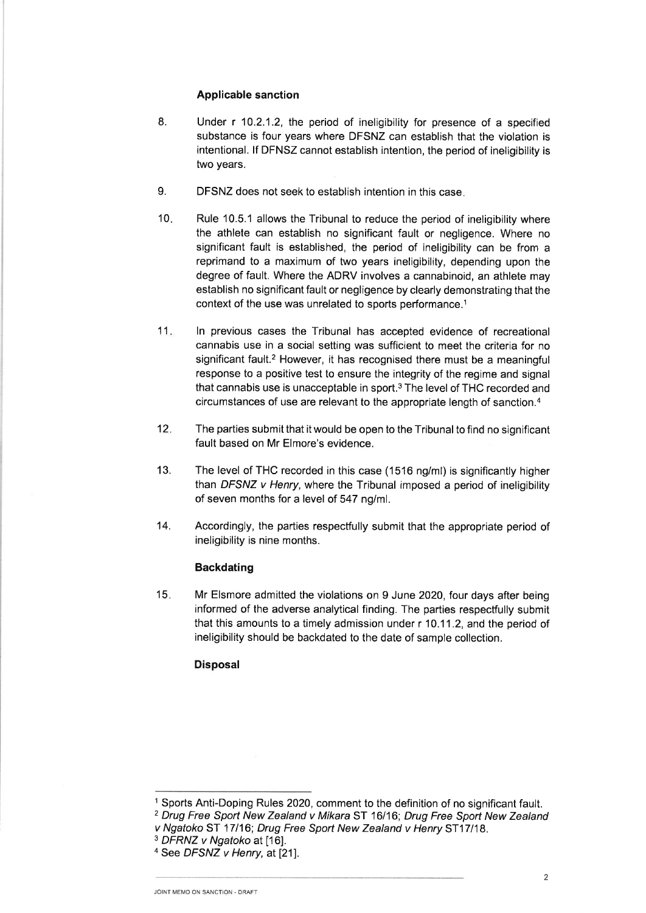### Applicable sanction

8. Under r 10.2.1.2, the period of ineligibility for presence of a specified substance is four years where DFSNZ can establish that the violation is intentional. If DFNSZ cannot establish intention, the period of ineligibility is two years.

9. DFSNZ does not seek to establish intention in this case.

10. Rule 10.5.1 allows the Tribunal to reduce the period of ineligibility where the athlete can establish no significant fault or negligence. Where no significant fault is established, the period of ineligibility can be from a reprimand to a maximum of two years ineligibility, depending upon the degree of fault. Where the ADRV involves a cannabinoid, an athlete may establish no significant fault or negligence by clearly demonstrating that the context of the use was unrelated to sports performance.[1]

11. In previous cases the Tribunal has accepted evidence of recreational cannabis use in a social setting was sufficient to meet the criteria for no significant fault.[2] However, it has recognised there must be a meaningful response to a positive test to ensure the integrity of the regime and signal that cannabis use is unacceptable in sport.[3] The level of THC recorded and circumstances of use are relevant to the appropriate length of sanction.[4]

12. The parties submit that it would be open to the Tribunal to find no significant fault based on Mr Elmore's evidence.

13. The level of THC recorded in this case (1516 ng/ml) is significantly higher than *DFSNZ v Henry*, where the Tribunal imposed a period of ineligibility of seven months for a level of 547 ng/ml.

14. Accordingly, the parties respectfully submit that the appropriate period of ineligibility is nine months.

### Backdating

15. Mr Elsmore admitted the violations on 9 June 2020, four days after being informed of the adverse analytical finding. The parties respectfully submit that this amounts to a timely admission under r 10.11.2, and the period of ineligibility should be backdated to the date of sample collection.

### Disposal

---

[1] Sports Anti-Doping Rules 2020, comment to the definition of no significant fault.

[2] *Drug Free Sport New Zealand v Mikara* ST 16/16; *Drug Free Sport New Zealand v Ngatoko* ST 17/16; *Drug Free Sport New Zealand v Henry* ST17/18.

[3] *DFRNZ v Ngatoko* at [16].

[4] See *DFSNZ v Henry*, at [21].

JOINT MEMO ON SANCTION - DRAFT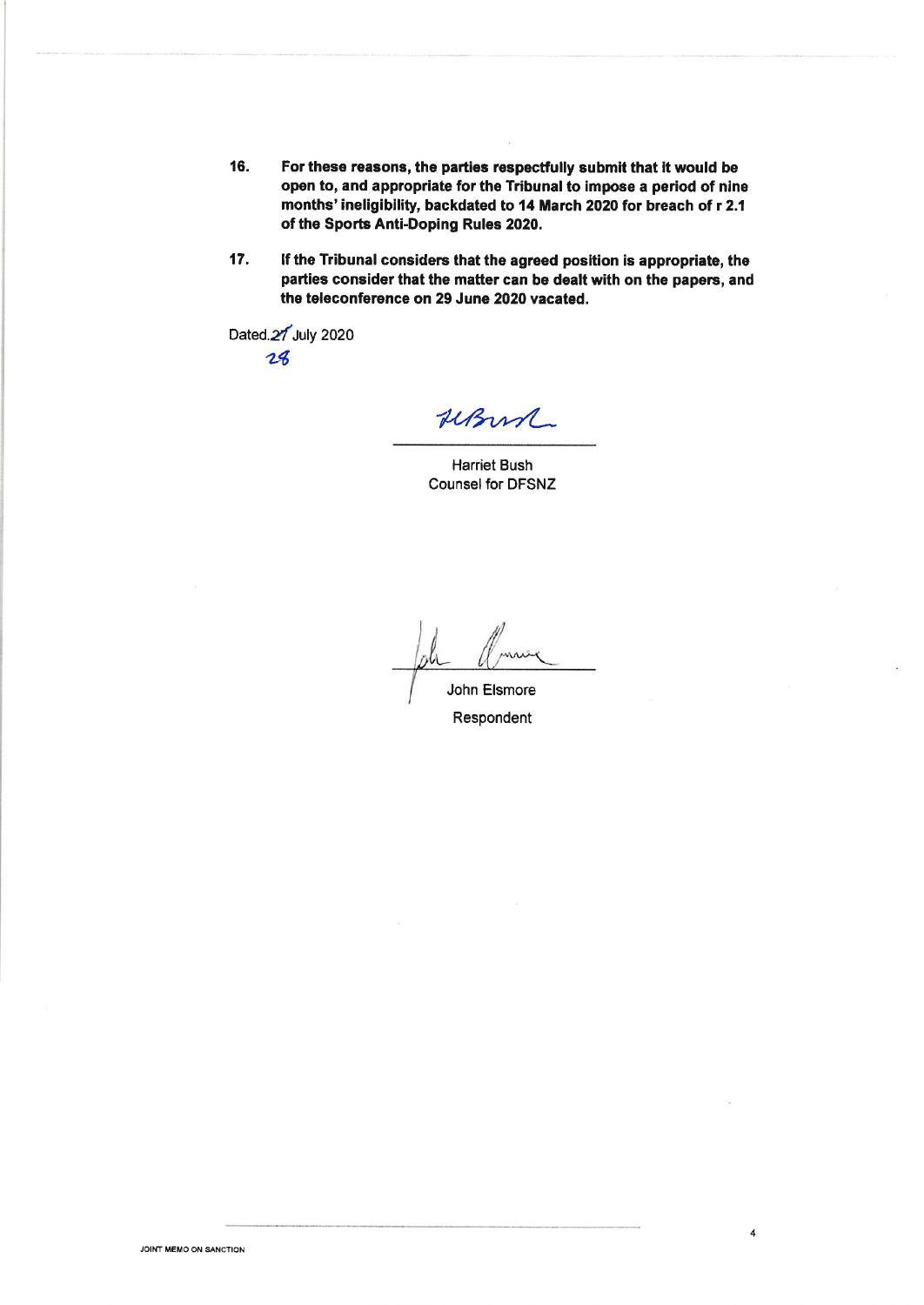16. **For these reasons, the parties respectfully submit that it would be open to, and appropriate for the Tribunal to impose a period of nine months' ineligibility, backdated to 14 March 2020 for breach of r 2.1 of the Sports Anti-Doping Rules 2020.**

17. **If the Tribunal considers that the agreed position is appropriate, the parties consider that the matter can be dealt with on the papers, and the teleconference on 29 June 2020 vacated.**

Dated 27 July 2020
28

Harriet Bush
Counsel for DFSNZ

John Elsmore
Respondent

JOINT MEMO ON SANCTION